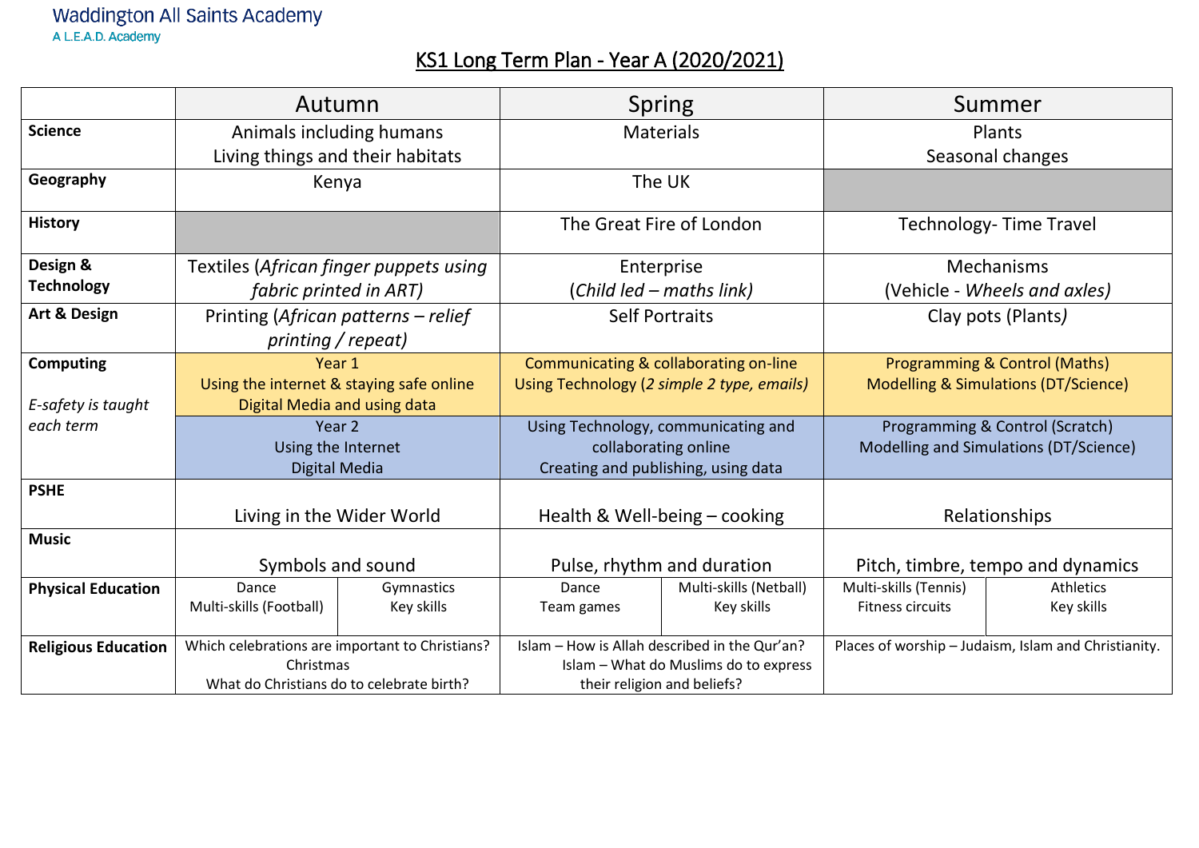Waddington All Saints Academy

A L.E.A.D. Academy

# KS1 Long Term Plan - Year A (2020/2021)

| | Autumn | | Spring | | Summer | |
|---|---|---|---|---|---|---|
| **Science** | Animals including humans<br>Living things and their habitats | | Materials | | Plants<br>Seasonal changes | |
| **Geography** | Kenya | | The UK | | | |
| **History** | | | The Great Fire of London | | Technology- Time Travel | |
| **Design & Technology** | Textiles (*African finger puppets using fabric printed in ART)* | | Enterprise<br>(*Child led – maths link)* | | Mechanisms<br>(Vehicle - *Wheels and axles)* | |
| **Art & Design** | Printing (*African patterns – relief printing / repeat)* | | Self Portraits | | Clay pots (Plants*)* | |
| **Computing**<br>*E-safety is taught each term* | Year 1<br>Using the internet & staying safe online<br>Digital Media and using data | | Communicating & collaborating on-line<br>Using Technology (*2 simple 2 type, emails)* | | Programming & Control (Maths)<br>Modelling & Simulations (DT/Science) | |
| | Year 2<br>Using the Internet<br>Digital Media | | Using Technology, communicating and collaborating online<br>Creating and publishing, using data | | Programming & Control (Scratch)<br>Modelling and Simulations (DT/Science) | |
| **PSHE** | Living in the Wider World | | Health & Well-being – cooking | | Relationships | |
| **Music** | Symbols and sound | | Pulse, rhythm and duration | | Pitch, timbre, tempo and dynamics | |
| **Physical Education** | Dance<br>Multi-skills (Football) | Gymnastics<br>Key skills | Dance<br>Team games | Multi-skills (Netball)<br>Key skills | Multi-skills (Tennis)<br>Fitness circuits | Athletics<br>Key skills |
| **Religious Education** | Which celebrations are important to Christians?<br>Christmas<br>What do Christians do to celebrate birth? | | Islam – How is Allah described in the Qur'an?<br>Islam – What do Muslims do to express their religion and beliefs? | | Places of worship – Judaism, Islam and Christianity. | |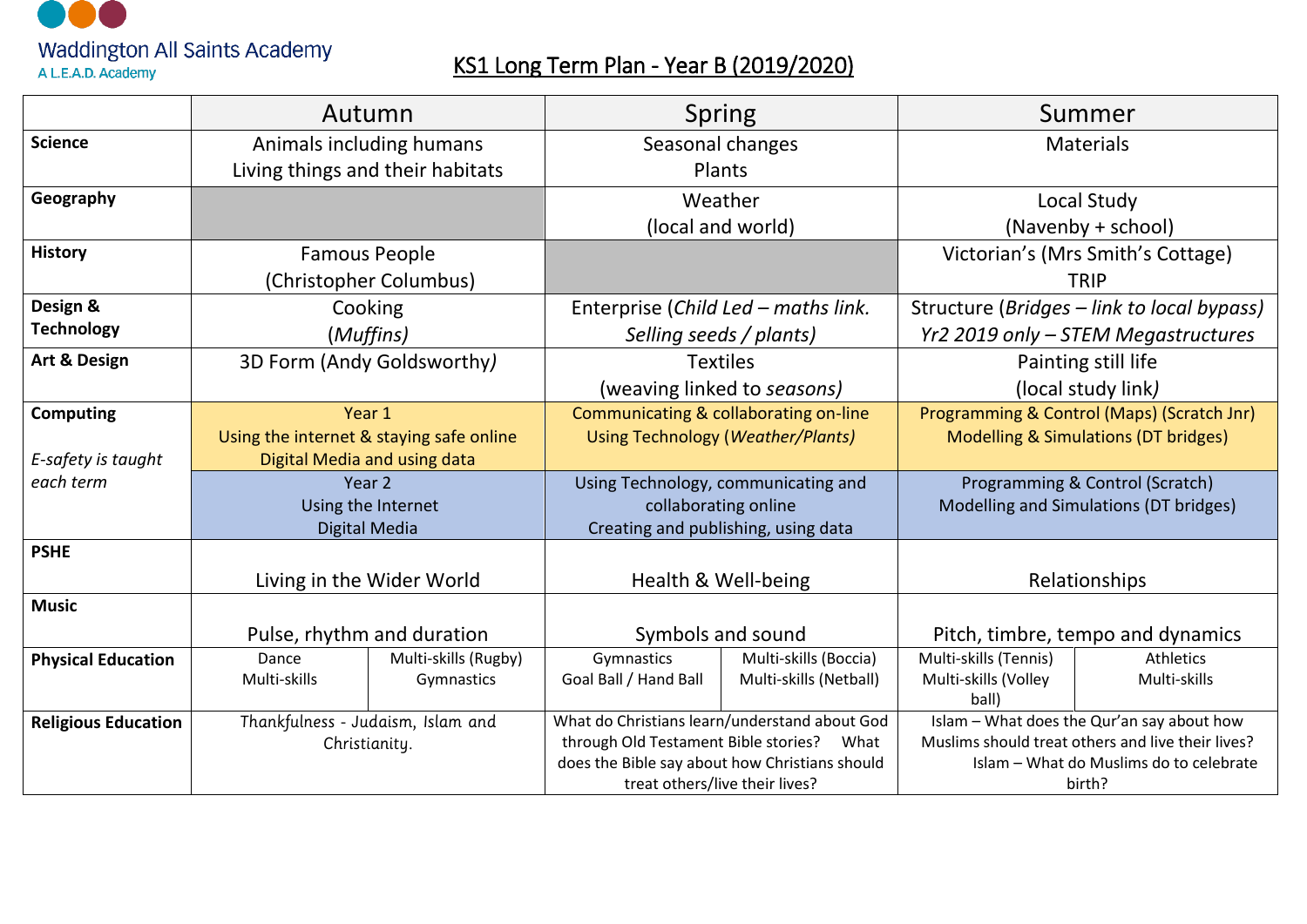Waddington All Saints Academy
A L.E.A.D. Academy

# KS1 Long Term Plan - Year B (2019/2020)

| | Autumn | | Spring | | Summer | |
|---|---|---|---|---|---|---|
| **Science** | Animals including humans<br>Living things and their habitats | | Seasonal changes<br>Plants | | Materials | |
| **Geography** | | | Weather<br>(local and world) | | Local Study<br>(Navenby + school) | |
| **History** | Famous People<br>(Christopher Columbus) | | | | Victorian's (Mrs Smith's Cottage)<br>TRIP | |
| **Design & Technology** | Cooking<br>(*Muffins*) | | Enterprise (*Child Led – maths link. Selling seeds / plants)* | | Structure (*Bridges – link to local bypass) Yr2 2019 only – STEM Megastructures* | |
| **Art & Design** | 3D Form (Andy Goldsworthy*)* | | Textiles<br>(weaving linked to *seasons)* | | Painting still life<br>(local study link*)* | |
| **Computing**<br><br>*E-safety is taught each term* | Year 1<br>Using the internet & staying safe online<br>Digital Media and using data | | Communicating & collaborating on-line<br>Using Technology (*Weather/Plants)* | | Programming & Control (Maps) (Scratch Jnr)<br>Modelling & Simulations (DT bridges) | |
| | Year 2<br>Using the Internet<br>Digital Media | | Using Technology, communicating and collaborating online<br>Creating and publishing, using data | | Programming & Control (Scratch)<br>Modelling and Simulations (DT bridges) | |
| **PSHE** | Living in the Wider World | | Health & Well-being | | Relationships | |
| **Music** | Pulse, rhythm and duration | | Symbols and sound | | Pitch, timbre, tempo and dynamics | |
| **Physical Education** | Dance<br>Multi-skills | Multi-skills (Rugby)<br>Gymnastics | Gymnastics<br>Goal Ball / Hand Ball | Multi-skills (Boccia)<br>Multi-skills (Netball) | Multi-skills (Tennis)<br>Multi-skills (Volley ball) | Athletics<br>Multi-skills |
| **Religious Education** | Thankfulness - Judaism, Islam and Christianity. | | What do Christians learn/understand about God through Old Testament Bible stories? What does the Bible say about how Christians should treat others/live their lives? | | Islam – What does the Qur'an say about how Muslims should treat others and live their lives? Islam – What do Muslims do to celebrate birth? | |